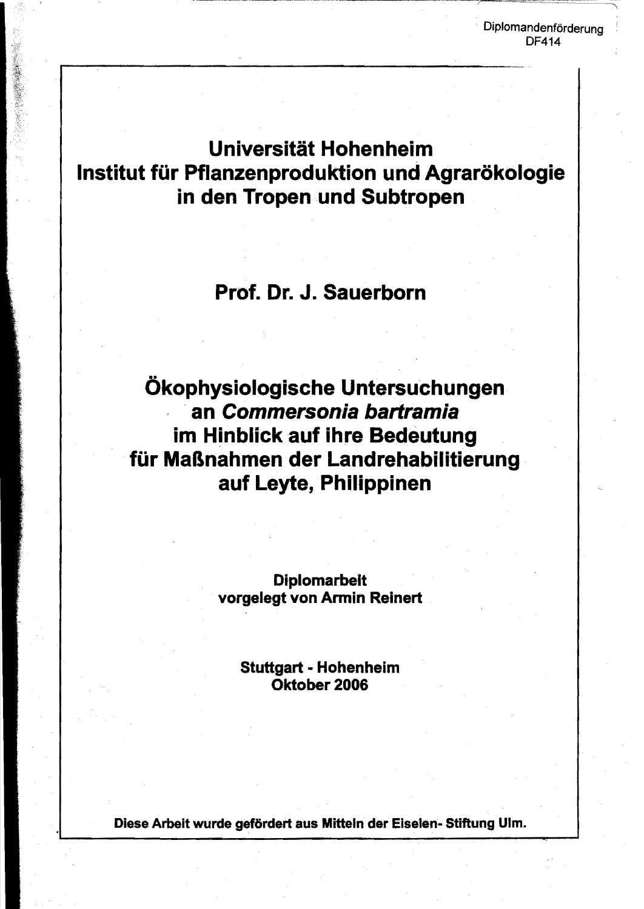Diplomandenförderung
DF414

# Universität Hohenheim
# Institut für Pflanzenproduktion und Agrarökologie in den Tropen und Subtropen

## Prof. Dr. J. Sauerborn

# Ökophysiologische Untersuchungen an *Commersonia bartramia* im Hinblick auf ihre Bedeutung für Maßnahmen der Landrehabilitierung auf Leyte, Philippinen

**Diplomarbeit**
**vorgelegt von Armin Reinert**

**Stuttgart - Hohenheim**
**Oktober 2006**

**Diese Arbeit wurde gefördert aus Mitteln der Eiselen- Stiftung Ulm.**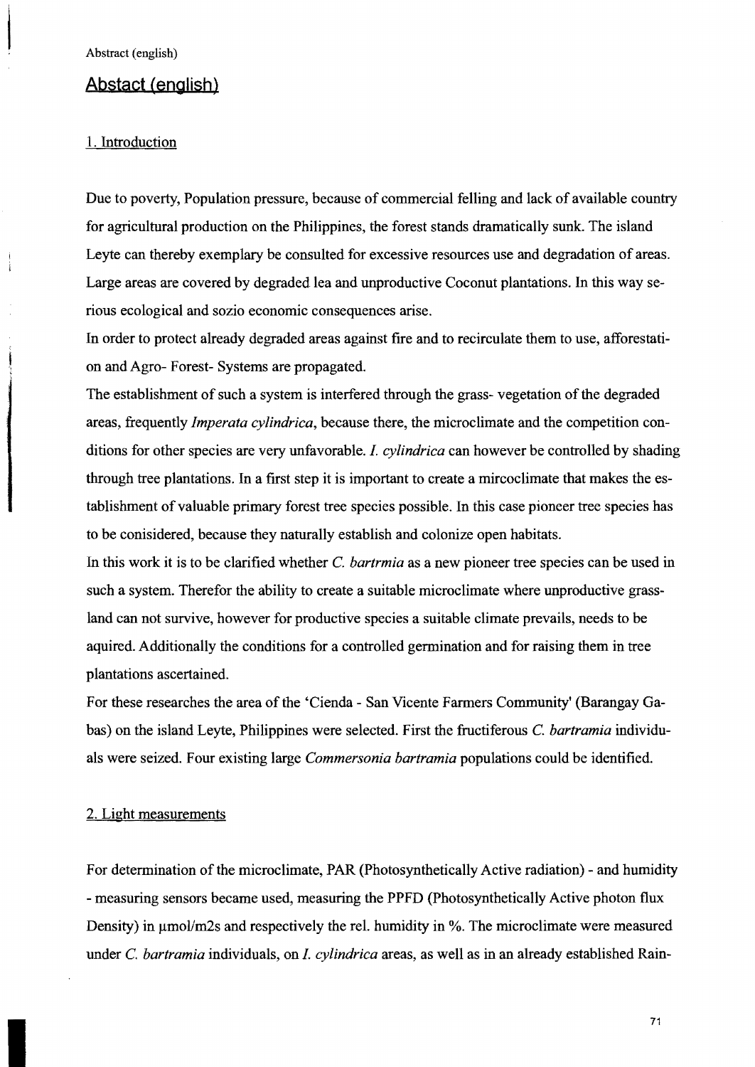## Abstact (english)

### 1. Introduction

Due to poverty, Population pressure, because of commercial felling and lack of available country for agricultural production on the Philippines, the forest stands dramatically sunk. The island Leyte can thereby exemplary be consulted for excessive resources use and degradation of areas. Large areas are covered by degraded lea and unproductive Coconut plantations. In this way serious ecological and sozio economic consequences arise.

In order to protect already degraded areas against fire and to recirculate them to use, afforestation and Agro- Forest- Systems are propagated.

The establishment of such a system is interfered through the grass- vegetation of the degraded areas, frequently *Imperata cylindrica*, because there, the microclimate and the competition conditions for other species are very unfavorable. *I. cylindrica* can however be controlled by shading through tree plantations. In a first step it is important to create a mircoclimate that makes the establishment of valuable primary forest tree species possible. In this case pioneer tree species has to be conisidered, because they naturally establish and colonize open habitats.

In this work it is to be clarified whether *C. bartrmia* as a new pioneer tree species can be used in such a system. Therefor the ability to create a suitable microclimate where unproductive grassland can not survive, however for productive species a suitable climate prevails, needs to be aquired. Additionally the conditions for a controlled germination and for raising them in tree plantations ascertained.

For these researches the area of the 'Cienda - San Vicente Farmers Community' (Barangay Gabas) on the island Leyte, Philippines were selected. First the fructiferous *C. bartramia* individuals were seized. Four existing large *Commersonia bartramia* populations could be identified.

### 2. Light measurements

For determination of the microclimate, PAR (Photosynthetically Active radiation) - and humidity - measuring sensors became used, measuring the PPFD (Photosynthetically Active photon flux Density) in µmol/m2s and respectively the rel. humidity in %. The microclimate were measured under *C. bartramia* individuals, on *I. cylindrica* areas, as well as in an already established Rain-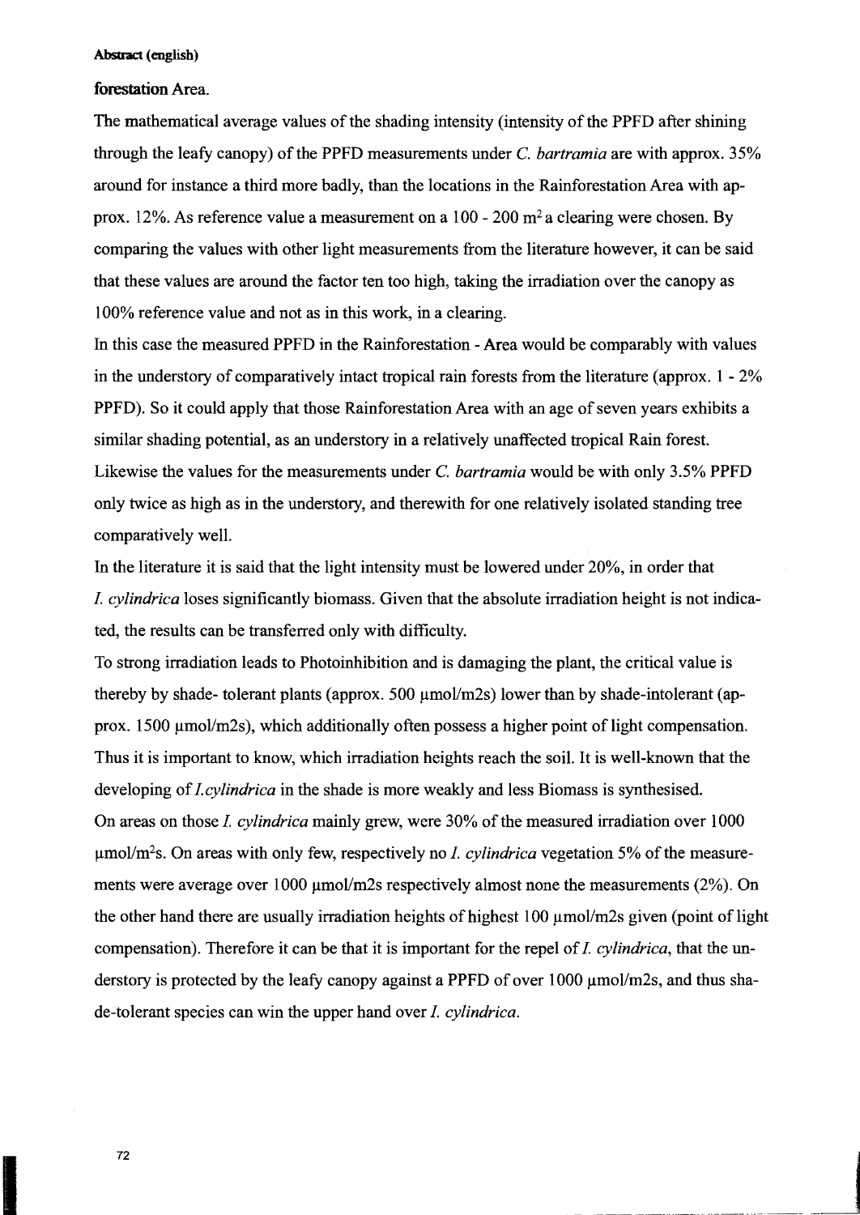forestation Area.

The mathematical average values of the shading intensity (intensity of the PPFD after shining through the leafy canopy) of the PPFD measurements under *C. bartramia* are with approx. 35% around for instance a third more badly, than the locations in the Rainforestation Area with approx. 12%. As reference value a measurement on a 100 - 200 $m^2$ a clearing were chosen. By comparing the values with other light measurements from the literature however, it can be said that these values are around the factor ten too high, taking the irradiation over the canopy as 100% reference value and not as in this work, in a clearing.

In this case the measured PPFD in the Rainforestation - Area would be comparably with values in the understory of comparatively intact tropical rain forests from the literature (approx. 1 - 2% PPFD). So it could apply that those Rainforestation Area with an age of seven years exhibits a similar shading potential, as an understory in a relatively unaffected tropical Rain forest. Likewise the values for the measurements under *C. bartramia* would be with only 3.5% PPFD only twice as high as in the understory, and therewith for one relatively isolated standing tree comparatively well.

In the literature it is said that the light intensity must be lowered under 20%, in order that *I. cylindrica* loses significantly biomass. Given that the absolute irradiation height is not indicated, the results can be transferred only with difficulty.

To strong irradiation leads to Photoinhibition and is damaging the plant, the critical value is thereby by shade- tolerant plants (approx. 500 μmol/m2s) lower than by shade-intolerant (approx. 1500 μmol/m2s), which additionally often possess a higher point of light compensation. Thus it is important to know, which irradiation heights reach the soil. It is well-known that the developing of *I.cylindrica* in the shade is more weakly and less Biomass is synthesised.

On areas on those *I. cylindrica* mainly grew, were 30% of the measured irradiation over 1000 μmol/$m^2$s. On areas with only few, respectively no *I. cylindrica* vegetation 5% of the measurements were average over 1000 μmol/m2s respectively almost none the measurements (2%). On the other hand there are usually irradiation heights of highest 100 μmol/m2s given (point of light compensation). Therefore it can be that it is important for the repel of *I. cylindrica*, that the understory is protected by the leafy canopy against a PPFD of over 1000 μmol/m2s, and thus shade-tolerant species can win the upper hand over *I. cylindrica*.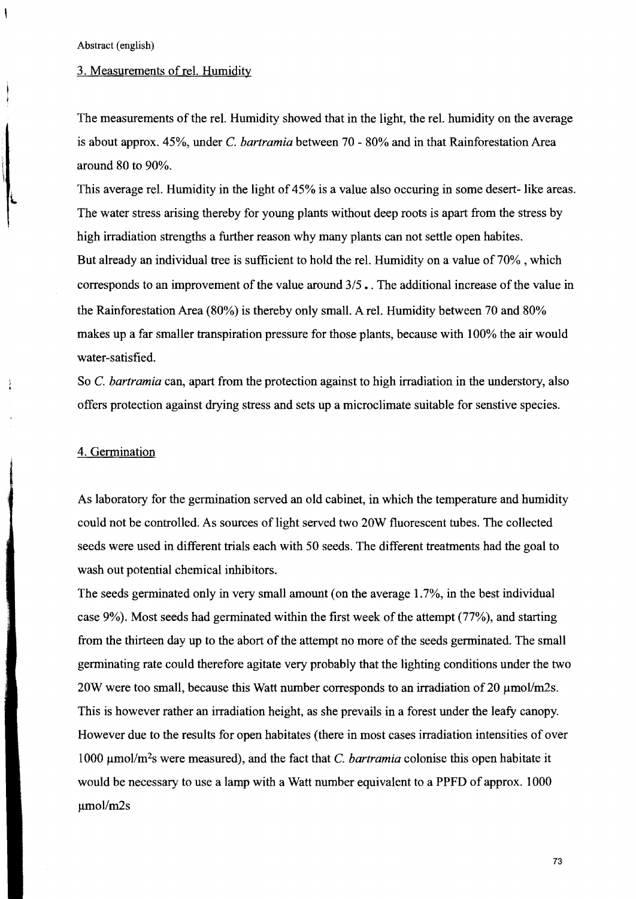Abstract (english)

## 3. Measurements of rel. Humidity

The measurements of the rel. Humidity showed that in the light, the rel. humidity on the average is about approx. 45%, under *C. bartramia* between 70 - 80% and in that Rainforestation Area around 80 to 90%.

This average rel. Humidity in the light of 45% is a value also occuring in some desert- like areas. The water stress arising thereby for young plants without deep roots is apart from the stress by high irradiation strengths a further reason why many plants can not settle open habites.

But already an individual tree is sufficient to hold the rel. Humidity on a value of 70% , which corresponds to an improvement of the value around 3/5 . . The additional increase of the value in the Rainforestation Area (80%) is thereby only small. A rel. Humidity between 70 and 80% makes up a far smaller transpiration pressure for those plants, because with 100% the air would water-satisfied.

So *C. bartramia* can, apart from the protection against to high irradiation in the understory, also offers protection against drying stress and sets up a microclimate suitable for senstive species.

## 4. Germination

As laboratory for the germination served an old cabinet, in which the temperature and humidity could not be controlled. As sources of light served two 20W fluorescent tubes. The collected seeds were used in different trials each with 50 seeds. The different treatments had the goal to wash out potential chemical inhibitors.

The seeds germinated only in very small amount (on the average 1.7%, in the best individual case 9%). Most seeds had germinated within the first week of the attempt (77%), and starting from the thirteen day up to the abort of the attempt no more of the seeds germinated. The small germinating rate could therefore agitate very probably that the lighting conditions under the two 20W were too small, because this Watt number corresponds to an irradiation of 20 µmol/m2s. This is however rather an irradiation height, as she prevails in a forest under the leafy canopy. However due to the results for open habitates (there in most cases irradiation intensities of over 1000 µmol/m$^2$s were measured), and the fact that *C. bartramia* colonise this open habitate it would be necessary to use a lamp with a Watt number equivalent to a PPFD of approx. 1000 µmol/m2s